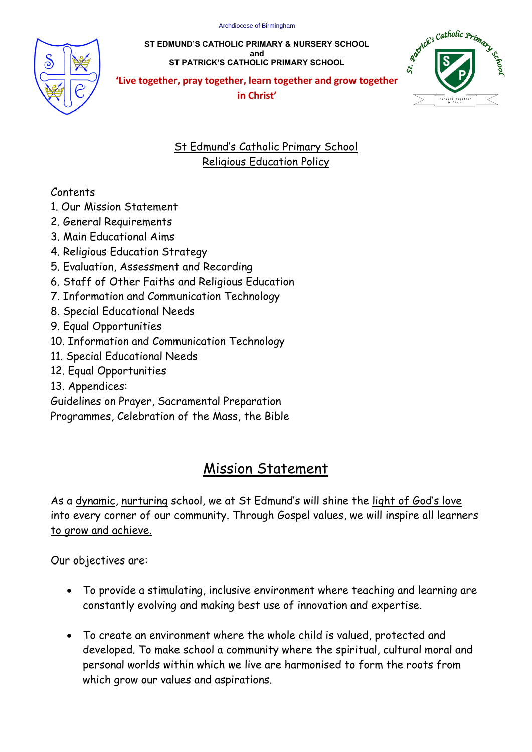Archdiocese of Birmingham

**ST EDMUND'S CATHOLIC PRIMARY & NURSERY SCHOOL**
**and**
**ST PATRICK'S CATHOLIC PRIMARY SCHOOL**

**'Live together, pray together, learn together and grow together in Christ'**

# St Edmund's Catholic Primary School
# Religious Education Policy

Contents

1. Our Mission Statement
2. General Requirements
3. Main Educational Aims
4. Religious Education Strategy
5. Evaluation, Assessment and Recording
6. Staff of Other Faiths and Religious Education
7. Information and Communication Technology
8. Special Educational Needs
9. Equal Opportunities
10. Information and Communication Technology
11. Special Educational Needs
12. Equal Opportunities
13. Appendices:

Guidelines on Prayer, Sacramental Preparation Programmes, Celebration of the Mass, the Bible

## Mission Statement

As a dynamic, nurturing school, we at St Edmund's will shine the light of God's love into every corner of our community. Through Gospel values, we will inspire all learners to grow and achieve.

Our objectives are:

- To provide a stimulating, inclusive environment where teaching and learning are constantly evolving and making best use of innovation and expertise.
- To create an environment where the whole child is valued, protected and developed. To make school a community where the spiritual, cultural moral and personal worlds within which we live are harmonised to form the roots from which grow our values and aspirations.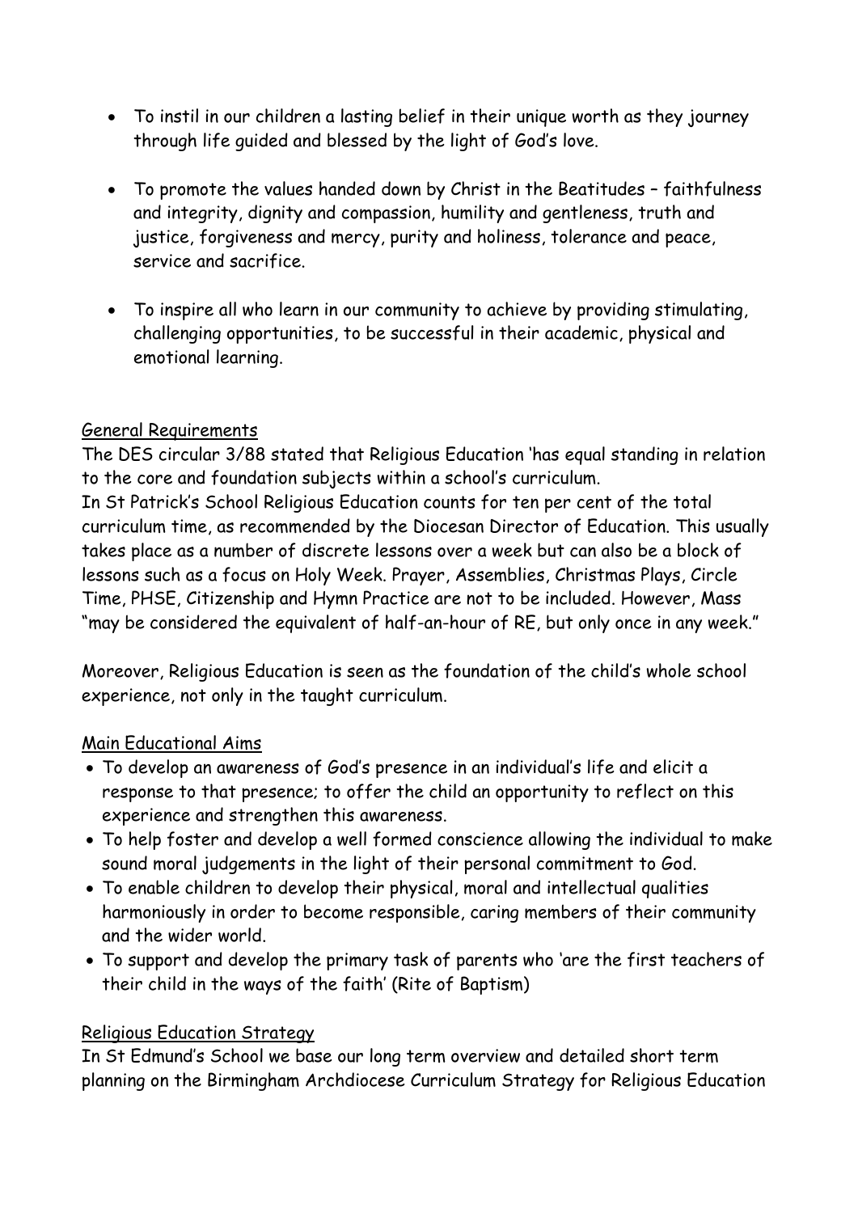- To instil in our children a lasting belief in their unique worth as they journey through life guided and blessed by the light of God's love.

- To promote the values handed down by Christ in the Beatitudes – faithfulness and integrity, dignity and compassion, humility and gentleness, truth and justice, forgiveness and mercy, purity and holiness, tolerance and peace, service and sacrifice.

- To inspire all who learn in our community to achieve by providing stimulating, challenging opportunities, to be successful in their academic, physical and emotional learning.

<u>General Requirements</u>

The DES circular 3/88 stated that Religious Education 'has equal standing in relation to the core and foundation subjects within a school's curriculum.

In St Patrick's School Religious Education counts for ten per cent of the total curriculum time, as recommended by the Diocesan Director of Education. This usually takes place as a number of discrete lessons over a week but can also be a block of lessons such as a focus on Holy Week. Prayer, Assemblies, Christmas Plays, Circle Time, PHSE, Citizenship and Hymn Practice are not to be included. However, Mass "may be considered the equivalent of half-an-hour of RE, but only once in any week."

Moreover, Religious Education is seen as the foundation of the child's whole school experience, not only in the taught curriculum.

<u>Main Educational Aims</u>

- To develop an awareness of God's presence in an individual's life and elicit a response to that presence; to offer the child an opportunity to reflect on this experience and strengthen this awareness.
- To help foster and develop a well formed conscience allowing the individual to make sound moral judgements in the light of their personal commitment to God.
- To enable children to develop their physical, moral and intellectual qualities harmoniously in order to become responsible, caring members of their community and the wider world.
- To support and develop the primary task of parents who 'are the first teachers of their child in the ways of the faith' (Rite of Baptism)

<u>Religious Education Strategy</u>

In St Edmund's School we base our long term overview and detailed short term planning on the Birmingham Archdiocese Curriculum Strategy for Religious Education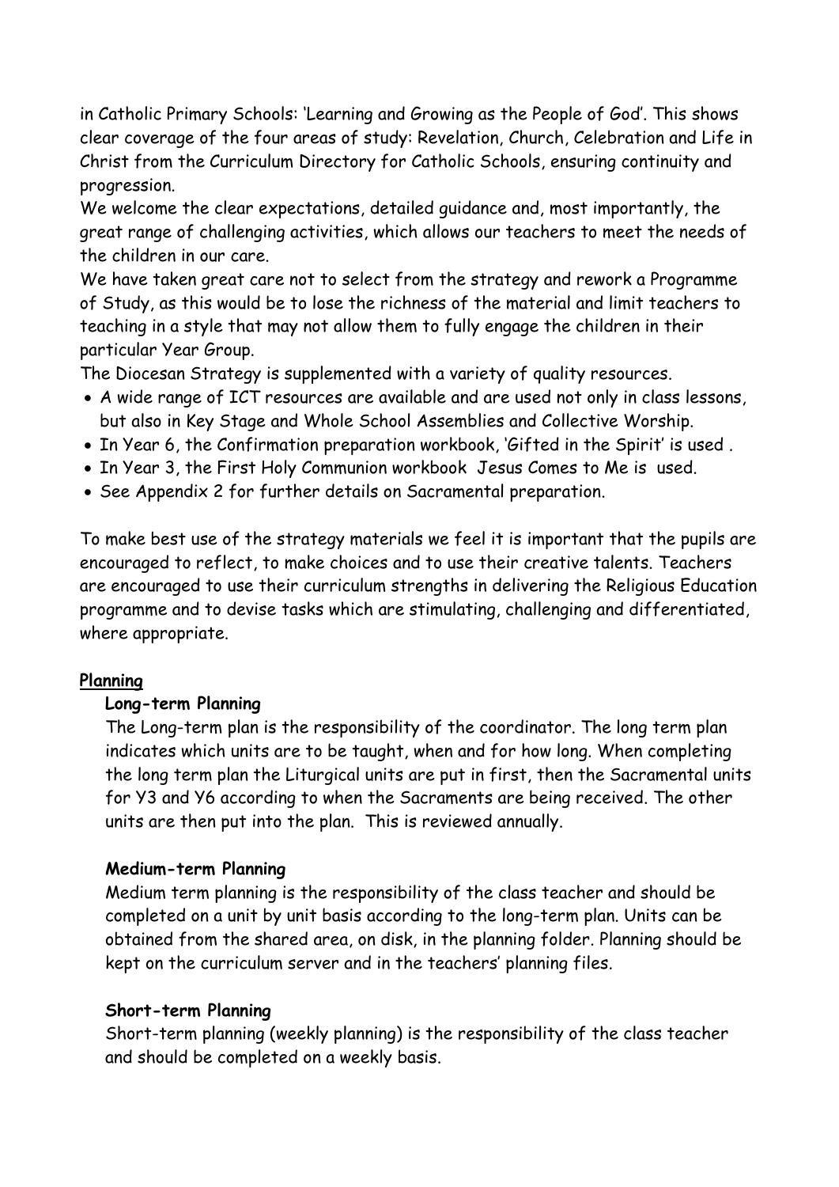in Catholic Primary Schools: 'Learning and Growing as the People of God'. This shows clear coverage of the four areas of study: Revelation, Church, Celebration and Life in Christ from the Curriculum Directory for Catholic Schools, ensuring continuity and progression.

We welcome the clear expectations, detailed guidance and, most importantly, the great range of challenging activities, which allows our teachers to meet the needs of the children in our care.

We have taken great care not to select from the strategy and rework a Programme of Study, as this would be to lose the richness of the material and limit teachers to teaching in a style that may not allow them to fully engage the children in their particular Year Group.

The Diocesan Strategy is supplemented with a variety of quality resources.

- A wide range of ICT resources are available and are used not only in class lessons, but also in Key Stage and Whole School Assemblies and Collective Worship.
- In Year 6, the Confirmation preparation workbook, 'Gifted in the Spirit' is used .
- In Year 3, the First Holy Communion workbook Jesus Comes to Me is used.
- See Appendix 2 for further details on Sacramental preparation.

To make best use of the strategy materials we feel it is important that the pupils are encouraged to reflect, to make choices and to use their creative talents. Teachers are encouraged to use their curriculum strengths in delivering the Religious Education programme and to devise tasks which are stimulating, challenging and differentiated, where appropriate.

## Planning

### Long-term Planning

The Long-term plan is the responsibility of the coordinator. The long term plan indicates which units are to be taught, when and for how long. When completing the long term plan the Liturgical units are put in first, then the Sacramental units for Y3 and Y6 according to when the Sacraments are being received. The other units are then put into the plan. This is reviewed annually.

### Medium-term Planning

Medium term planning is the responsibility of the class teacher and should be completed on a unit by unit basis according to the long-term plan. Units can be obtained from the shared area, on disk, in the planning folder. Planning should be kept on the curriculum server and in the teachers' planning files.

### Short-term Planning

Short-term planning (weekly planning) is the responsibility of the class teacher and should be completed on a weekly basis.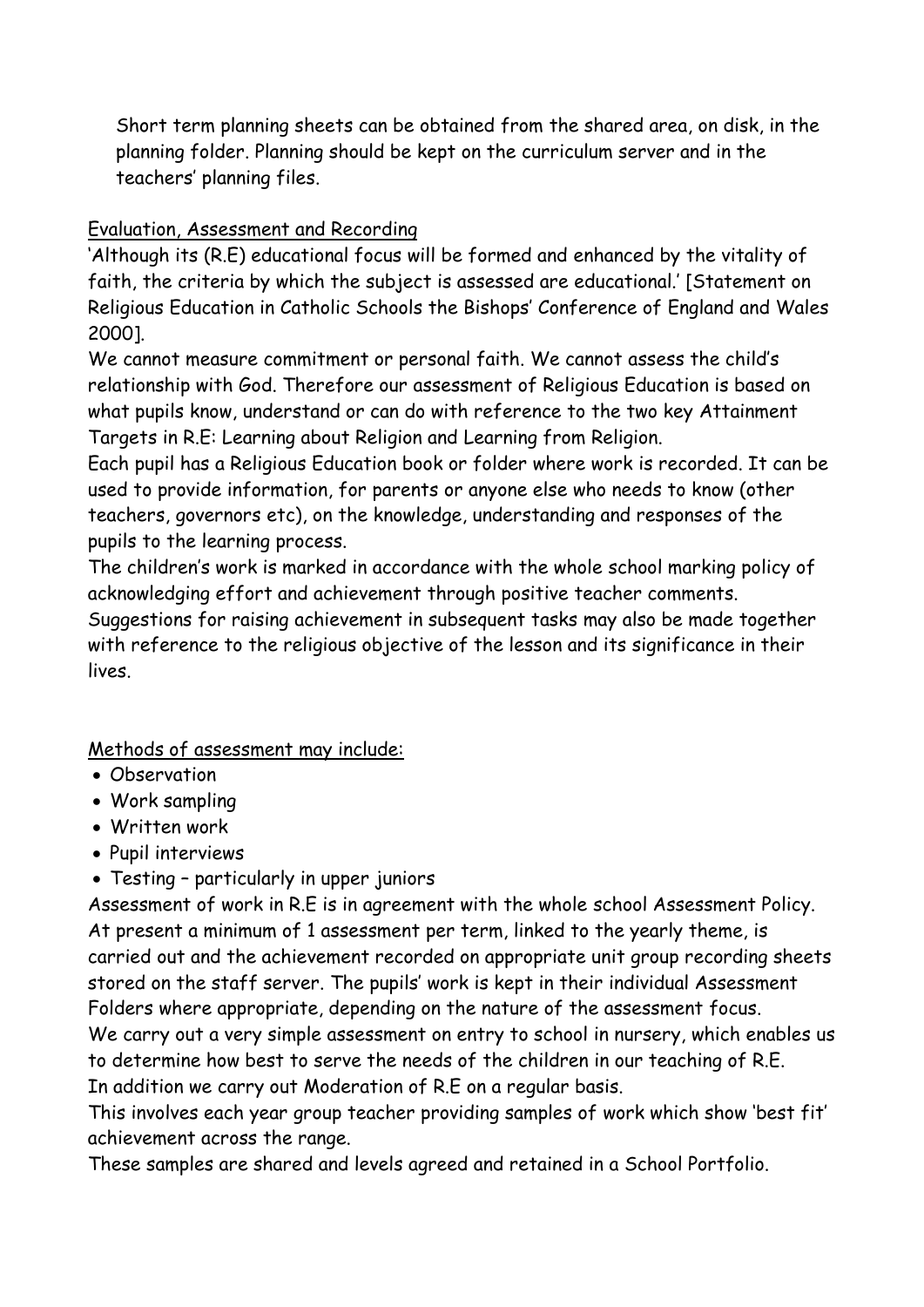Short term planning sheets can be obtained from the shared area, on disk, in the planning folder. Planning should be kept on the curriculum server and in the teachers' planning files.

## Evaluation, Assessment and Recording

'Although its (R.E) educational focus will be formed and enhanced by the vitality of faith, the criteria by which the subject is assessed are educational.' [Statement on Religious Education in Catholic Schools the Bishops' Conference of England and Wales 2000].

We cannot measure commitment or personal faith. We cannot assess the child's relationship with God. Therefore our assessment of Religious Education is based on what pupils know, understand or can do with reference to the two key Attainment Targets in R.E: Learning about Religion and Learning from Religion.

Each pupil has a Religious Education book or folder where work is recorded. It can be used to provide information, for parents or anyone else who needs to know (other teachers, governors etc), on the knowledge, understanding and responses of the pupils to the learning process.

The children's work is marked in accordance with the whole school marking policy of acknowledging effort and achievement through positive teacher comments. Suggestions for raising achievement in subsequent tasks may also be made together with reference to the religious objective of the lesson and its significance in their lives.

## Methods of assessment may include:

- Observation
- Work sampling
- Written work
- Pupil interviews
- Testing – particularly in upper juniors

Assessment of work in R.E is in agreement with the whole school Assessment Policy. At present a minimum of 1 assessment per term, linked to the yearly theme, is carried out and the achievement recorded on appropriate unit group recording sheets stored on the staff server. The pupils' work is kept in their individual Assessment Folders where appropriate, depending on the nature of the assessment focus.

We carry out a very simple assessment on entry to school in nursery, which enables us to determine how best to serve the needs of the children in our teaching of R.E.

In addition we carry out Moderation of R.E on a regular basis.

This involves each year group teacher providing samples of work which show 'best fit' achievement across the range.

These samples are shared and levels agreed and retained in a School Portfolio.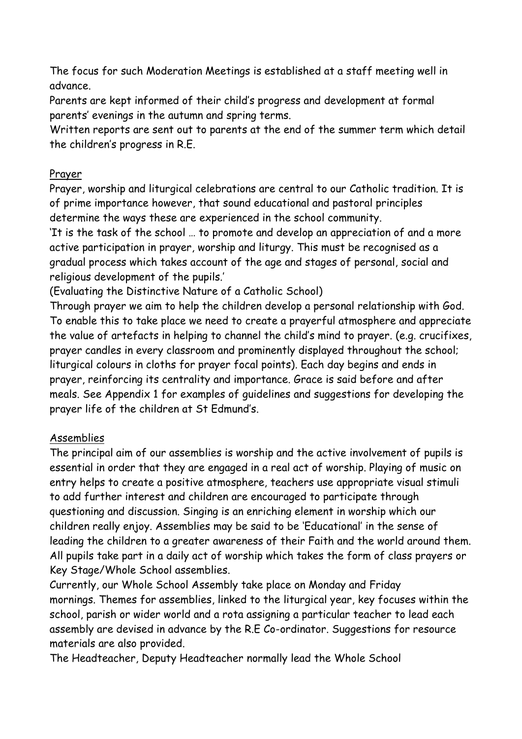The focus for such Moderation Meetings is established at a staff meeting well in advance.

Parents are kept informed of their child's progress and development at formal parents' evenings in the autumn and spring terms.

Written reports are sent out to parents at the end of the summer term which detail the children's progress in R.E.

## Prayer

Prayer, worship and liturgical celebrations are central to our Catholic tradition. It is of prime importance however, that sound educational and pastoral principles determine the ways these are experienced in the school community.

'It is the task of the school … to promote and develop an appreciation of and a more active participation in prayer, worship and liturgy. This must be recognised as a gradual process which takes account of the age and stages of personal, social and religious development of the pupils.'

(Evaluating the Distinctive Nature of a Catholic School)

Through prayer we aim to help the children develop a personal relationship with God. To enable this to take place we need to create a prayerful atmosphere and appreciate the value of artefacts in helping to channel the child's mind to prayer. (e.g. crucifixes, prayer candles in every classroom and prominently displayed throughout the school; liturgical colours in cloths for prayer focal points). Each day begins and ends in prayer, reinforcing its centrality and importance. Grace is said before and after meals. See Appendix 1 for examples of guidelines and suggestions for developing the prayer life of the children at St Edmund's.

## Assemblies

The principal aim of our assemblies is worship and the active involvement of pupils is essential in order that they are engaged in a real act of worship. Playing of music on entry helps to create a positive atmosphere, teachers use appropriate visual stimuli to add further interest and children are encouraged to participate through questioning and discussion. Singing is an enriching element in worship which our children really enjoy. Assemblies may be said to be 'Educational' in the sense of leading the children to a greater awareness of their Faith and the world around them. All pupils take part in a daily act of worship which takes the form of class prayers or Key Stage/Whole School assemblies.

Currently, our Whole School Assembly take place on Monday and Friday mornings. Themes for assemblies, linked to the liturgical year, key focuses within the school, parish or wider world and a rota assigning a particular teacher to lead each assembly are devised in advance by the R.E Co-ordinator. Suggestions for resource materials are also provided.

The Headteacher, Deputy Headteacher normally lead the Whole School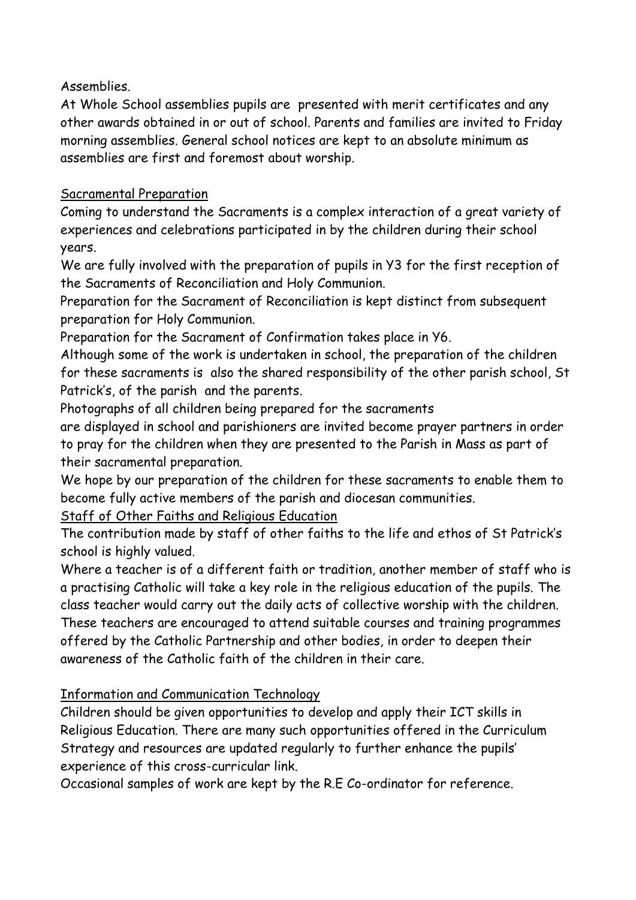Assemblies.

At Whole School assemblies pupils are presented with merit certificates and any other awards obtained in or out of school. Parents and families are invited to Friday morning assemblies. General school notices are kept to an absolute minimum as assemblies are first and foremost about worship.

## Sacramental Preparation

Coming to understand the Sacraments is a complex interaction of a great variety of experiences and celebrations participated in by the children during their school years.

We are fully involved with the preparation of pupils in Y3 for the first reception of the Sacraments of Reconciliation and Holy Communion.

Preparation for the Sacrament of Reconciliation is kept distinct from subsequent preparation for Holy Communion.

Preparation for the Sacrament of Confirmation takes place in Y6.

Although some of the work is undertaken in school, the preparation of the children for these sacraments is also the shared responsibility of the other parish school, St Patrick's, of the parish and the parents.

Photographs of all children being prepared for the sacraments are displayed in school and parishioners are invited become prayer partners in order to pray for the children when they are presented to the Parish in Mass as part of their sacramental preparation.

We hope by our preparation of the children for these sacraments to enable them to become fully active members of the parish and diocesan communities.

## Staff of Other Faiths and Religious Education

The contribution made by staff of other faiths to the life and ethos of St Patrick's school is highly valued.

Where a teacher is of a different faith or tradition, another member of staff who is a practising Catholic will take a key role in the religious education of the pupils. The class teacher would carry out the daily acts of collective worship with the children. These teachers are encouraged to attend suitable courses and training programmes offered by the Catholic Partnership and other bodies, in order to deepen their awareness of the Catholic faith of the children in their care.

## Information and Communication Technology

Children should be given opportunities to develop and apply their ICT skills in Religious Education. There are many such opportunities offered in the Curriculum Strategy and resources are updated regularly to further enhance the pupils' experience of this cross-curricular link.

Occasional samples of work are kept by the R.E Co-ordinator for reference.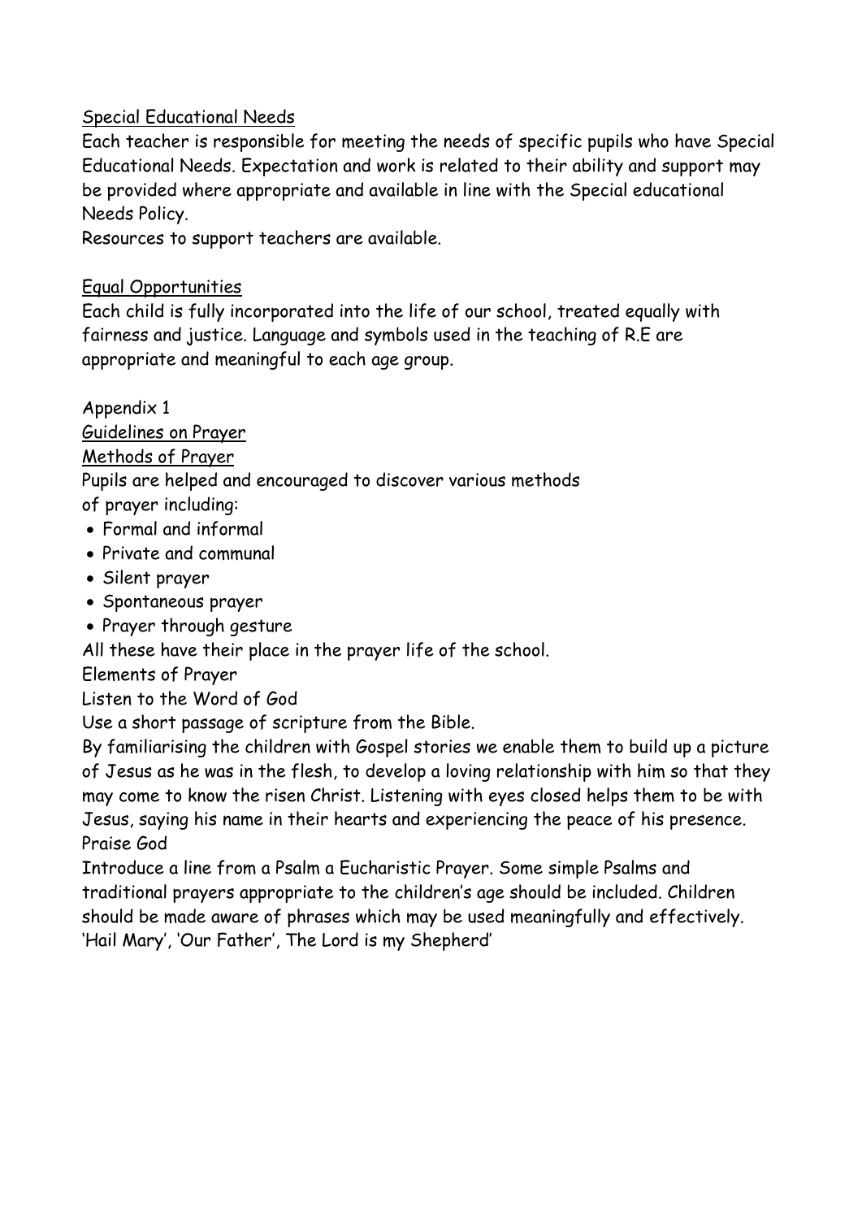## Special Educational Needs

Each teacher is responsible for meeting the needs of specific pupils who have Special Educational Needs. Expectation and work is related to their ability and support may be provided where appropriate and available in line with the Special educational Needs Policy.

Resources to support teachers are available.

## Equal Opportunities

Each child is fully incorporated into the life of our school, treated equally with fairness and justice. Language and symbols used in the teaching of R.E are appropriate and meaningful to each age group.

Appendix 1

## Guidelines on Prayer

### Methods of Prayer

Pupils are helped and encouraged to discover various methods of prayer including:

- Formal and informal
- Private and communal
- Silent prayer
- Spontaneous prayer
- Prayer through gesture

All these have their place in the prayer life of the school.

Elements of Prayer

Listen to the Word of God

Use a short passage of scripture from the Bible.

By familiarising the children with Gospel stories we enable them to build up a picture of Jesus as he was in the flesh, to develop a loving relationship with him so that they may come to know the risen Christ. Listening with eyes closed helps them to be with Jesus, saying his name in their hearts and experiencing the peace of his presence.

Praise God

Introduce a line from a Psalm a Eucharistic Prayer. Some simple Psalms and traditional prayers appropriate to the children's age should be included. Children should be made aware of phrases which may be used meaningfully and effectively. 'Hail Mary', 'Our Father', The Lord is my Shepherd'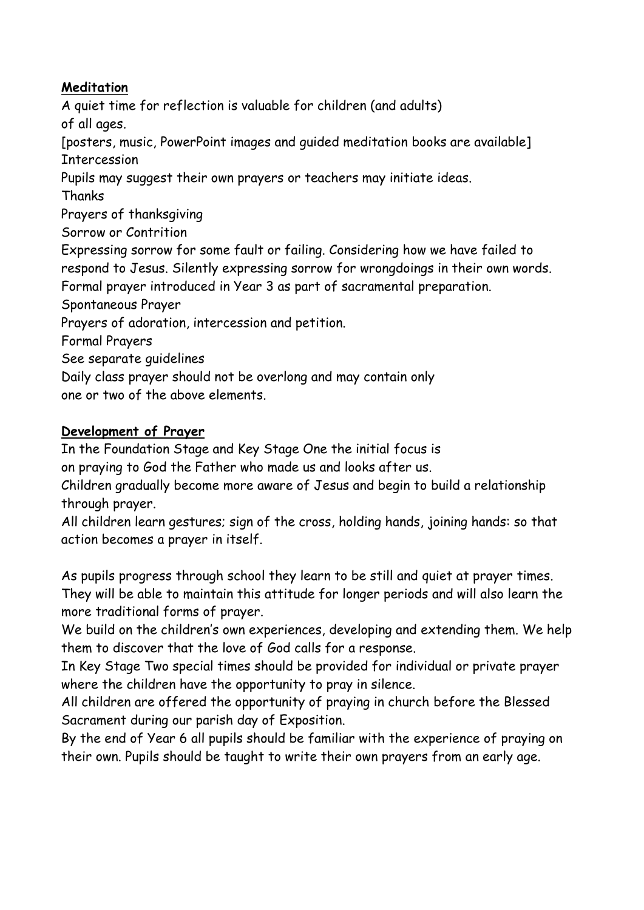**Meditation**

A quiet time for reflection is valuable for children (and adults) of all ages.

[posters, music, PowerPoint images and guided meditation books are available]

Intercession

Pupils may suggest their own prayers or teachers may initiate ideas.

Thanks

Prayers of thanksgiving

Sorrow or Contrition

Expressing sorrow for some fault or failing. Considering how we have failed to respond to Jesus. Silently expressing sorrow for wrongdoings in their own words. Formal prayer introduced in Year 3 as part of sacramental preparation.

Spontaneous Prayer

Prayers of adoration, intercession and petition.

Formal Prayers

See separate guidelines

Daily class prayer should not be overlong and may contain only one or two of the above elements.

**Development of Prayer**

In the Foundation Stage and Key Stage One the initial focus is on praying to God the Father who made us and looks after us.

Children gradually become more aware of Jesus and begin to build a relationship through prayer.

All children learn gestures; sign of the cross, holding hands, joining hands: so that action becomes a prayer in itself.

As pupils progress through school they learn to be still and quiet at prayer times. They will be able to maintain this attitude for longer periods and will also learn the more traditional forms of prayer.

We build on the children's own experiences, developing and extending them. We help them to discover that the love of God calls for a response.

In Key Stage Two special times should be provided for individual or private prayer where the children have the opportunity to pray in silence.

All children are offered the opportunity of praying in church before the Blessed Sacrament during our parish day of Exposition.

By the end of Year 6 all pupils should be familiar with the experience of praying on their own. Pupils should be taught to write their own prayers from an early age.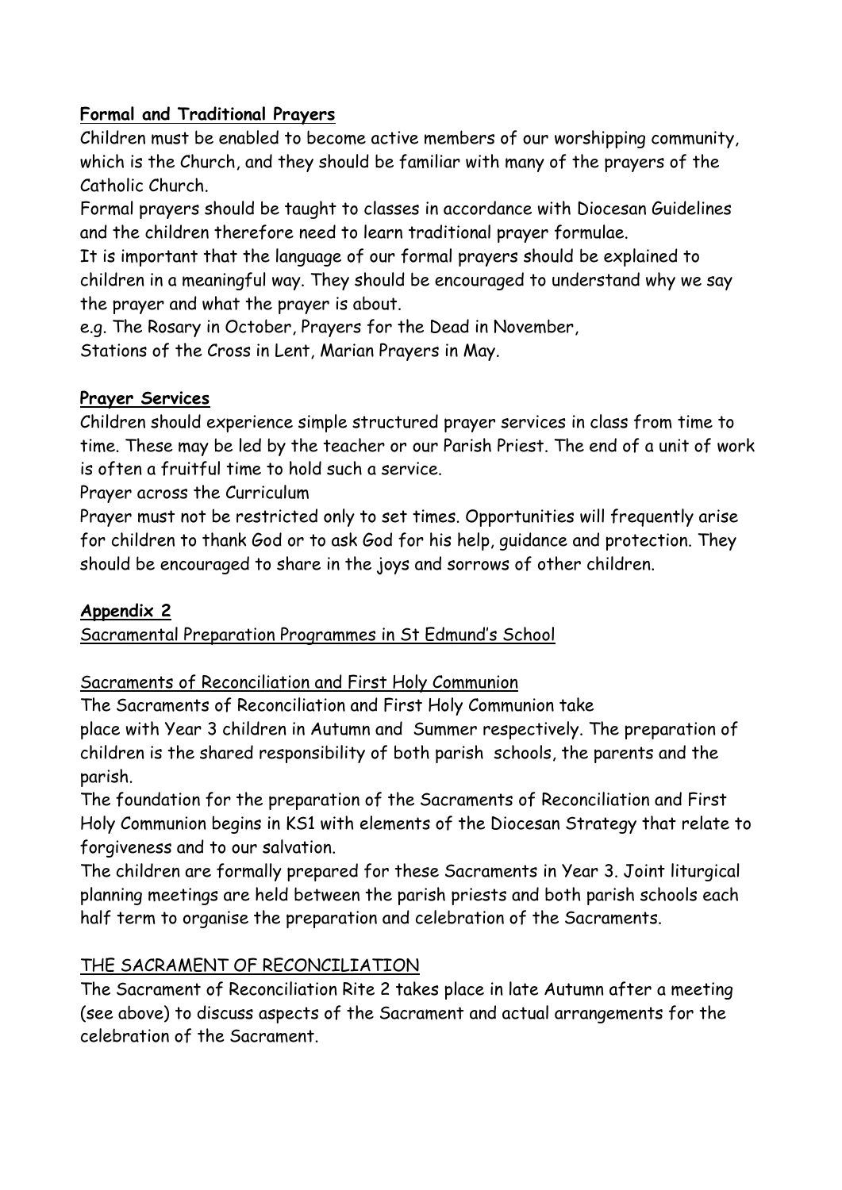**Formal and Traditional Prayers**

Children must be enabled to become active members of our worshipping community, which is the Church, and they should be familiar with many of the prayers of the Catholic Church.

Formal prayers should be taught to classes in accordance with Diocesan Guidelines and the children therefore need to learn traditional prayer formulae.

It is important that the language of our formal prayers should be explained to children in a meaningful way. They should be encouraged to understand why we say the prayer and what the prayer is about.

e.g. The Rosary in October, Prayers for the Dead in November,
Stations of the Cross in Lent, Marian Prayers in May.

**Prayer Services**

Children should experience simple structured prayer services in class from time to time. These may be led by the teacher or our Parish Priest. The end of a unit of work is often a fruitful time to hold such a service.

Prayer across the Curriculum

Prayer must not be restricted only to set times. Opportunities will frequently arise for children to thank God or to ask God for his help, guidance and protection. They should be encouraged to share in the joys and sorrows of other children.

**Appendix 2**

Sacramental Preparation Programmes in St Edmund's School

Sacraments of Reconciliation and First Holy Communion

The Sacraments of Reconciliation and First Holy Communion take place with Year 3 children in Autumn and Summer respectively. The preparation of children is the shared responsibility of both parish schools, the parents and the parish.

The foundation for the preparation of the Sacraments of Reconciliation and First Holy Communion begins in KS1 with elements of the Diocesan Strategy that relate to forgiveness and to our salvation.

The children are formally prepared for these Sacraments in Year 3. Joint liturgical planning meetings are held between the parish priests and both parish schools each half term to organise the preparation and celebration of the Sacraments.

THE SACRAMENT OF RECONCILIATION

The Sacrament of Reconciliation Rite 2 takes place in late Autumn after a meeting (see above) to discuss aspects of the Sacrament and actual arrangements for the celebration of the Sacrament.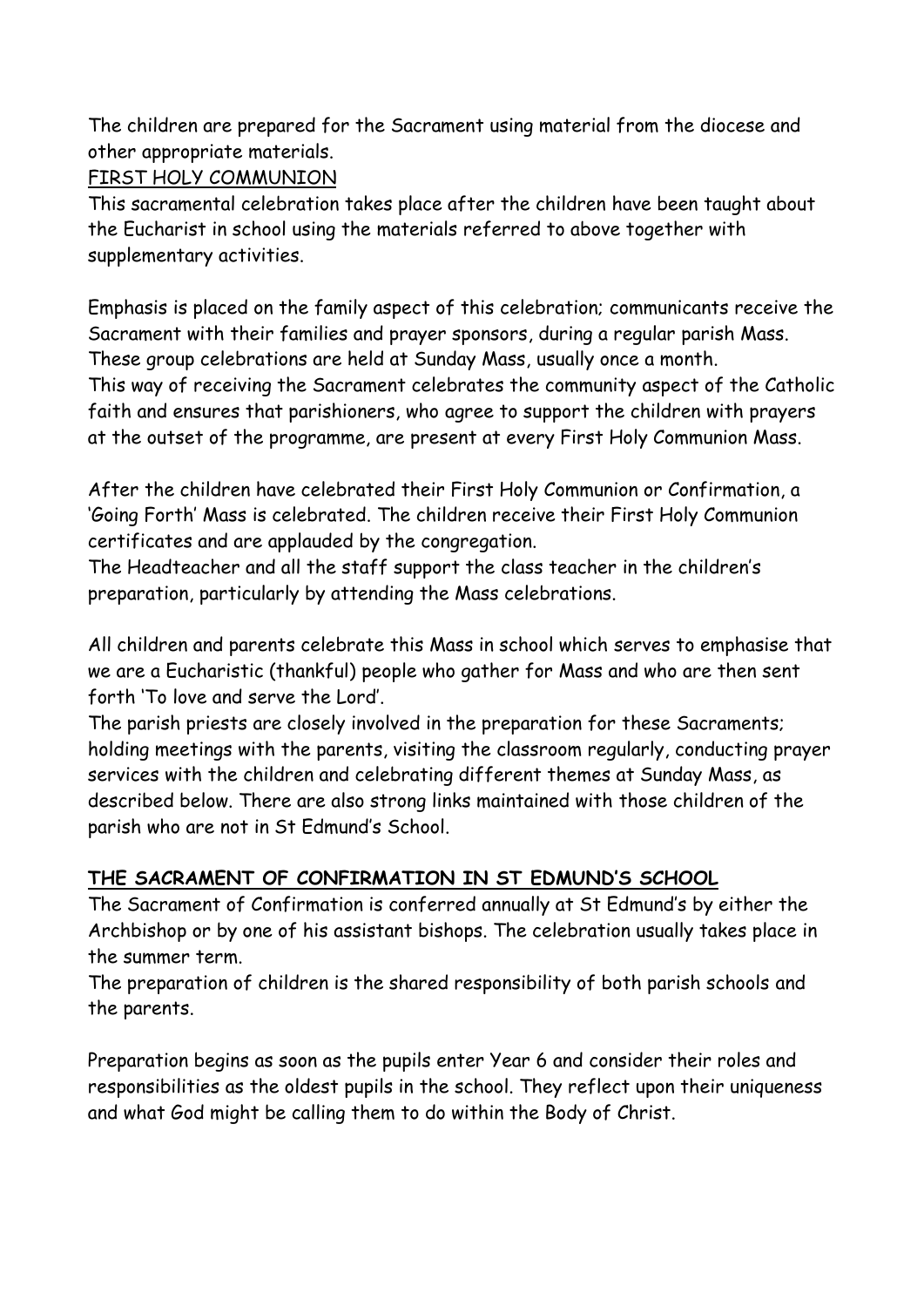The children are prepared for the Sacrament using material from the diocese and other appropriate materials.

FIRST HOLY COMMUNION

This sacramental celebration takes place after the children have been taught about the Eucharist in school using the materials referred to above together with supplementary activities.

Emphasis is placed on the family aspect of this celebration; communicants receive the Sacrament with their families and prayer sponsors, during a regular parish Mass. These group celebrations are held at Sunday Mass, usually once a month.
This way of receiving the Sacrament celebrates the community aspect of the Catholic faith and ensures that parishioners, who agree to support the children with prayers at the outset of the programme, are present at every First Holy Communion Mass.

After the children have celebrated their First Holy Communion or Confirmation, a 'Going Forth' Mass is celebrated. The children receive their First Holy Communion certificates and are applauded by the congregation.
The Headteacher and all the staff support the class teacher in the children's preparation, particularly by attending the Mass celebrations.

All children and parents celebrate this Mass in school which serves to emphasise that we are a Eucharistic (thankful) people who gather for Mass and who are then sent forth 'To love and serve the Lord'.
The parish priests are closely involved in the preparation for these Sacraments; holding meetings with the parents, visiting the classroom regularly, conducting prayer services with the children and celebrating different themes at Sunday Mass, as described below. There are also strong links maintained with those children of the parish who are not in St Edmund's School.

## THE SACRAMENT OF CONFIRMATION IN ST EDMUND'S SCHOOL

The Sacrament of Confirmation is conferred annually at St Edmund's by either the Archbishop or by one of his assistant bishops. The celebration usually takes place in the summer term.
The preparation of children is the shared responsibility of both parish schools and the parents.

Preparation begins as soon as the pupils enter Year 6 and consider their roles and responsibilities as the oldest pupils in the school. They reflect upon their uniqueness and what God might be calling them to do within the Body of Christ.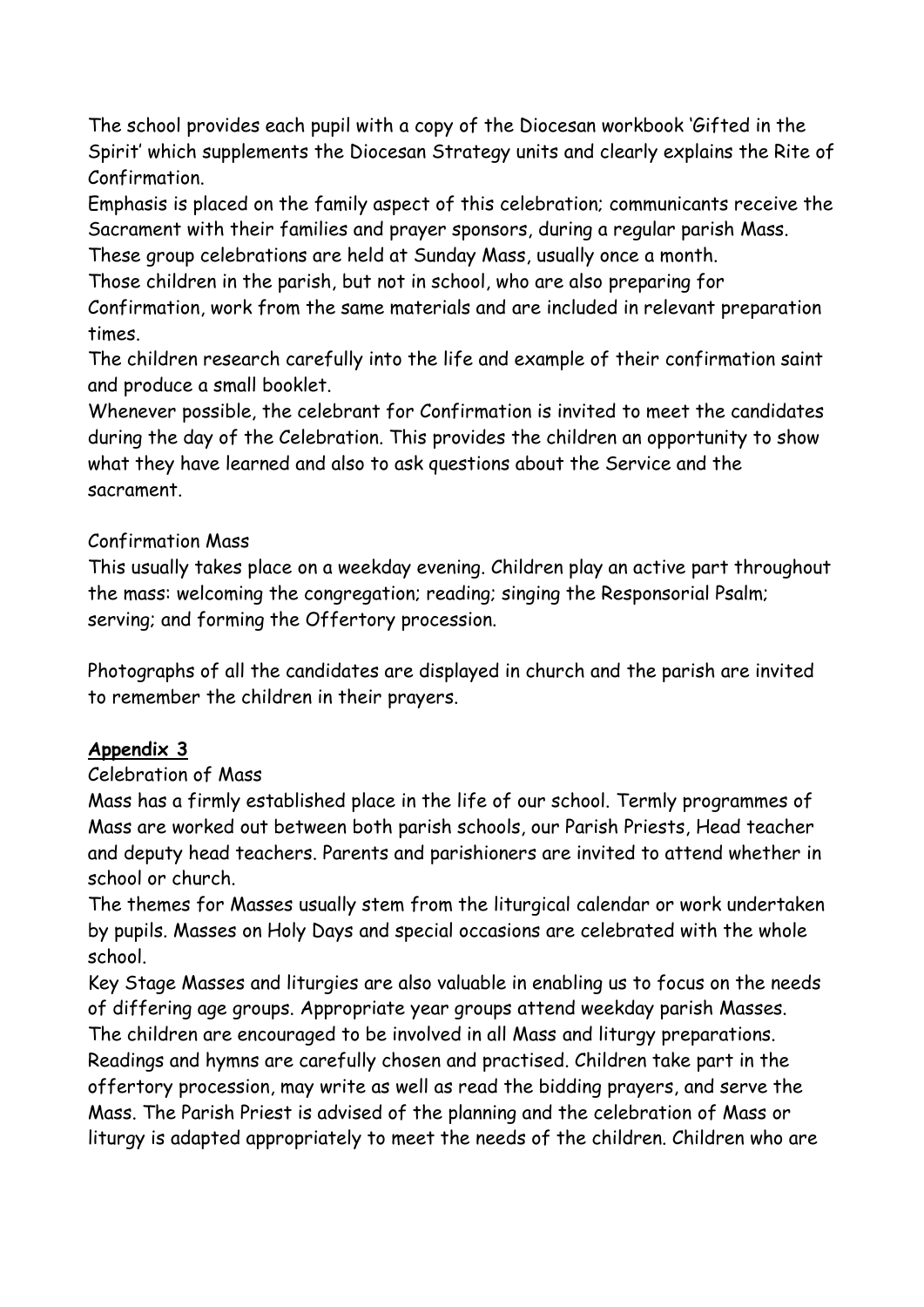The school provides each pupil with a copy of the Diocesan workbook 'Gifted in the Spirit' which supplements the Diocesan Strategy units and clearly explains the Rite of Confirmation.

Emphasis is placed on the family aspect of this celebration; communicants receive the Sacrament with their families and prayer sponsors, during a regular parish Mass. These group celebrations are held at Sunday Mass, usually once a month.

Those children in the parish, but not in school, who are also preparing for Confirmation, work from the same materials and are included in relevant preparation times.

The children research carefully into the life and example of their confirmation saint and produce a small booklet.

Whenever possible, the celebrant for Confirmation is invited to meet the candidates during the day of the Celebration. This provides the children an opportunity to show what they have learned and also to ask questions about the Service and the sacrament.

Confirmation Mass

This usually takes place on a weekday evening. Children play an active part throughout the mass: welcoming the congregation; reading; singing the Responsorial Psalm; serving; and forming the Offertory procession.

Photographs of all the candidates are displayed in church and the parish are invited to remember the children in their prayers.

## **Appendix 3**

Celebration of Mass

Mass has a firmly established place in the life of our school. Termly programmes of Mass are worked out between both parish schools, our Parish Priests, Head teacher and deputy head teachers. Parents and parishioners are invited to attend whether in school or church.

The themes for Masses usually stem from the liturgical calendar or work undertaken by pupils. Masses on Holy Days and special occasions are celebrated with the whole school.

Key Stage Masses and liturgies are also valuable in enabling us to focus on the needs of differing age groups. Appropriate year groups attend weekday parish Masses.

The children are encouraged to be involved in all Mass and liturgy preparations. Readings and hymns are carefully chosen and practised. Children take part in the offertory procession, may write as well as read the bidding prayers, and serve the Mass. The Parish Priest is advised of the planning and the celebration of Mass or liturgy is adapted appropriately to meet the needs of the children. Children who are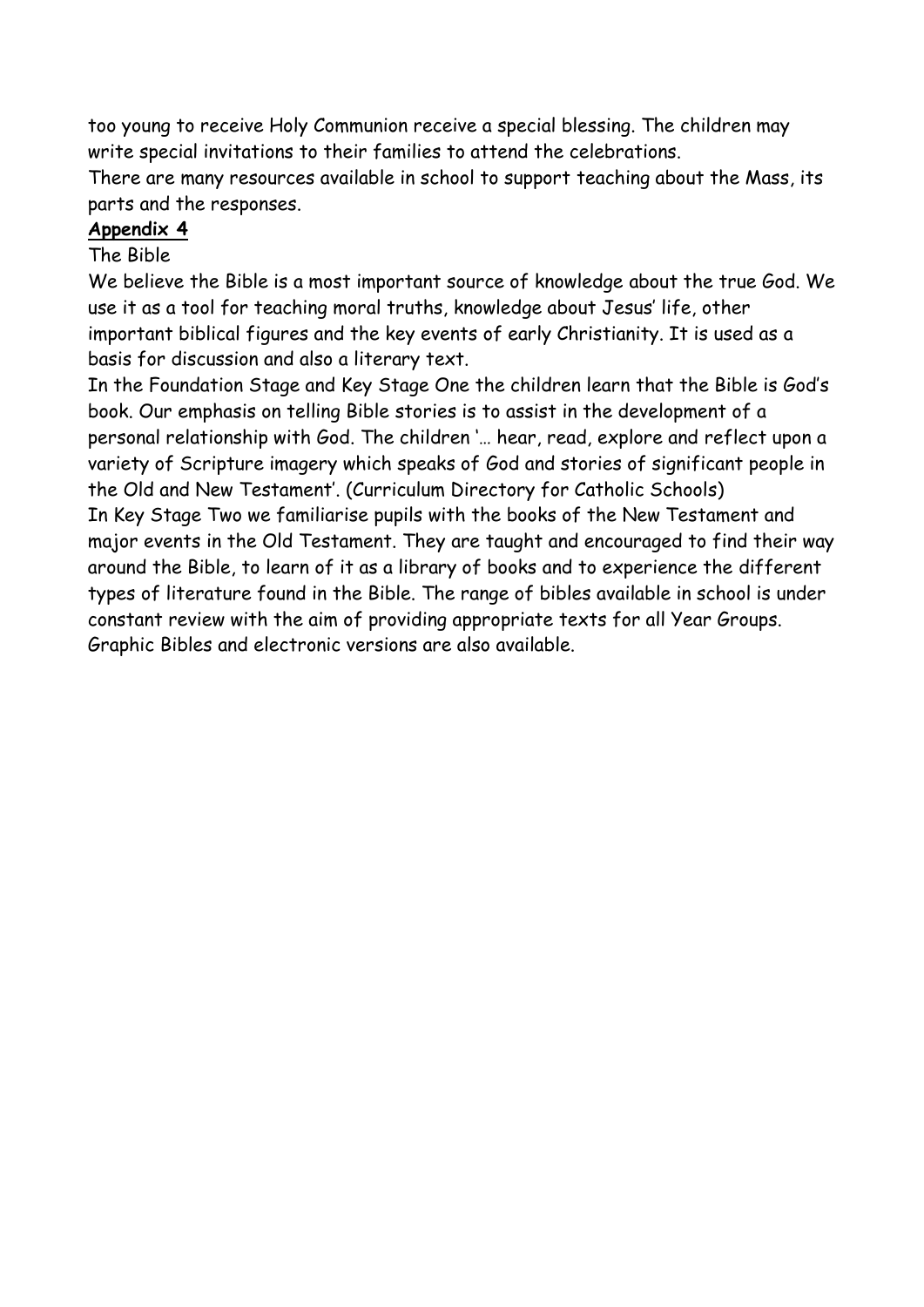too young to receive Holy Communion receive a special blessing. The children may write special invitations to their families to attend the celebrations.

There are many resources available in school to support teaching about the Mass, its parts and the responses.

**Appendix 4**

The Bible

We believe the Bible is a most important source of knowledge about the true God. We use it as a tool for teaching moral truths, knowledge about Jesus' life, other important biblical figures and the key events of early Christianity. It is used as a basis for discussion and also a literary text.

In the Foundation Stage and Key Stage One the children learn that the Bible is God's book. Our emphasis on telling Bible stories is to assist in the development of a personal relationship with God. The children '… hear, read, explore and reflect upon a variety of Scripture imagery which speaks of God and stories of significant people in the Old and New Testament'. (Curriculum Directory for Catholic Schools)

In Key Stage Two we familiarise pupils with the books of the New Testament and major events in the Old Testament. They are taught and encouraged to find their way around the Bible, to learn of it as a library of books and to experience the different types of literature found in the Bible. The range of bibles available in school is under constant review with the aim of providing appropriate texts for all Year Groups. Graphic Bibles and electronic versions are also available.